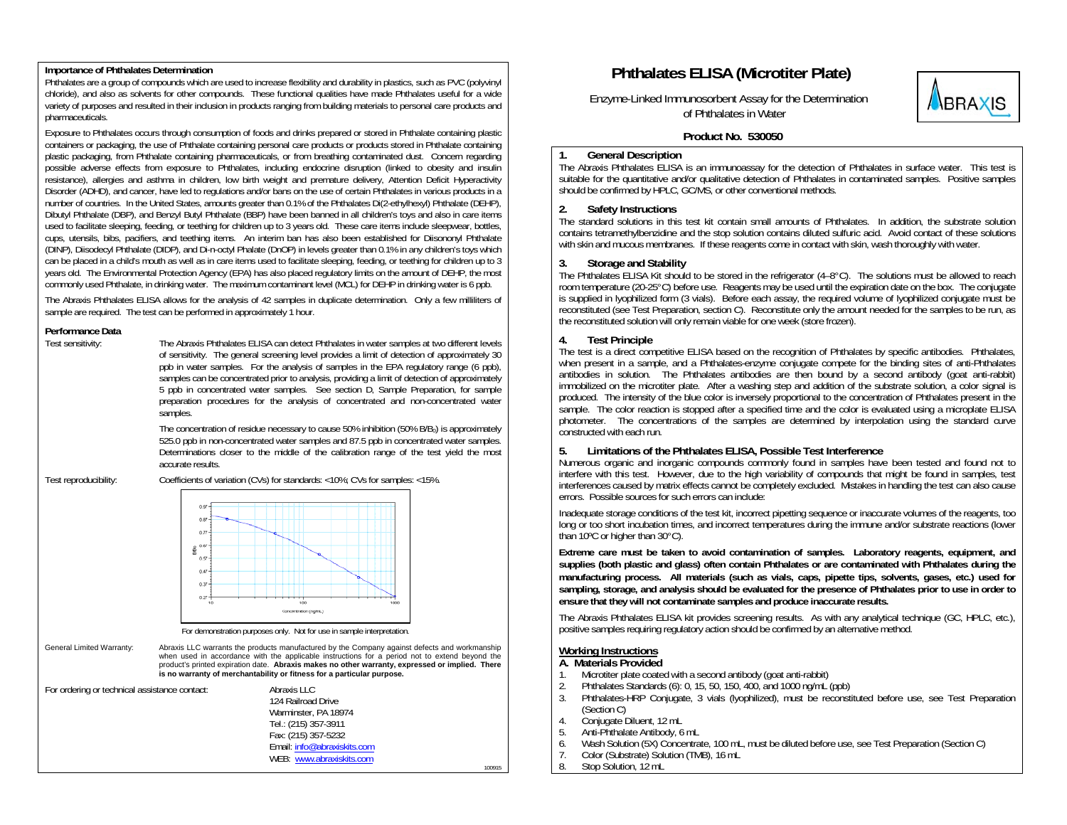# Phthalates ELISA (Microtiter Plate)

Enzyme-Linked Immunosorbent Assay for the Determination of Phthalates in Water

**Product No. 530050**

## 1. General Description

The Abraxis Phthalates ELISA is an immunoassay for the detection of Phthalates in surface water. This test is suitable for the quantitative and/or qualitative detection of Phthalates in contaminated samples. Positive samples should be confirmed by HPLC, GC/MS, or other conventional methods.

## 2. Safety Instructions

The standard solutions in this test kit contain small amounts of Phthalates. In addition, the substrate solution contains tetramethylbenzidine and the stop solution contains diluted sulfuric acid. Avoid contact of these solutions with skin and mucous membranes. If these reagents come in contact with skin, wash thoroughly with water.

## 3. Storage and Stability

The Phthalates ELISA Kit should to be stored in the refrigerator (4–8°C). The solutions must be allowed to reach room temperature (20-25°C) before use. Reagents may be used until the expiration date on the box. The conjugate is supplied in lyophilized form (3 vials). Before each assay, the required volume of lyophilized conjugate must be reconstituted (see Test Preparation, section C). Reconstitute only the amount needed for the samples to be run, as the reconstituted solution will only remain viable for one week (store frozen).

## 4. Test Principle

The test is a direct competitive ELISA based on the recognition of Phthalates by specific antibodies. Phthalates, when present in a sample, and a Phthalates-enzyme conjugate compete for the binding sites of anti-Phthalates antibodies in solution. The Phthalates antibodies are then bound by a second antibody (goat anti-rabbit) immobilized on the microtiter plate. After a washing step and addition of the substrate solution, a color signal is produced. The intensity of the blue color is inversely proportional to the concentration of Phthalates present in the sample. The color reaction is stopped after a specified time and the color is evaluated using a microplate ELISA photometer. The concentrations of the samples are determined by interpolation using the standard curve constructed with each run.

## 5. Limitations of the Phthalates ELISA, Possible Test Interference

Numerous organic and inorganic compounds commonly found in samples have been tested and found not to interfere with this test. However, due to the high variability of compounds that might be found in samples, test interferences caused by matrix effects cannot be completely excluded. Mistakes in handling the test can also cause errors. Possible sources for such errors can include:

Inadequate storage conditions of the test kit, incorrect pipetting sequence or inaccurate volumes of the reagents, too long or too short incubation times, and incorrect temperatures during the immune and/or substrate reactions (lower than 10ºC or higher than 30°C).

**Extreme care must be taken to avoid contamination of samples. Laboratory reagents, equipment, and supplies (both plastic and glass) often contain Phthalates or are contaminated with Phthalates during the manufacturing process. All materials (such as vials, caps, pipette tips, solvents, gases, etc.) used for sampling, storage, and analysis should be evaluated for the presence of Phthalates prior to use in order to ensure that they will not contaminate samples and produce inaccurate results.**

The Abraxis Phthalates ELISA kit provides screening results. As with any analytical technique (GC, HPLC, etc.), positive samples requiring regulatory action should be confirmed by an alternative method.

## Working Instructions

### A. Materials Provided

1. Microtiter plate coated with a second antibody (goat anti-rabbit)
2. Phthalates Standards (6): 0, 15, 50, 150, 400, and 1000 ng/mL (ppb)
3. Phthalates-HRP Conjugate, 3 vials (lyophilized), must be reconstituted before use, see Test Preparation (Section C)
4. Conjugate Diluent, 12 mL
5. Anti-Phthalate Antibody, 6 mL
6. Wash Solution (5X) Concentrate, 100 mL, must be diluted before use, see Test Preparation (Section C)
7. Color (Substrate) Solution (TMB), 16 mL
8. Stop Solution, 12 mL

## Importance of Phthalates Determination

Phthalates are a group of compounds which are used to increase flexibility and durability in plastics, such as PVC (polyvinyl chloride), and also as solvents for other compounds. These functional qualities have made Phthalates useful for a wide variety of purposes and resulted in their inclusion in products ranging from building materials to personal care products and pharmaceuticals.

Exposure to Phthalates occurs through consumption of foods and drinks prepared or stored in Phthalate containing plastic containers or packaging, the use of Phthalate containing personal care products or products stored in Phthalate containing plastic packaging, from Phthalate containing pharmaceuticals, or from breathing contaminated dust. Concern regarding possible adverse effects from exposure to Phthalates, including endocrine disruption (linked to obesity and insulin resistance), allergies and asthma in children, low birth weight and premature delivery, Attention Deficit Hyperactivity Disorder (ADHD), and cancer, have led to regulations and/or bans on the use of certain Phthalates in various products in a number of countries. In the United States, amounts greater than 0.1% of the Phthalates Di(2-ethylhexyl) Phthalate (DEHP), Dibutyl Phthalate (DBP), and Benzyl Butyl Phthalate (BBP) have been banned in all children's toys and also in care items used to facilitate sleeping, feeding, or teething for children up to 3 years old. These care items include sleepwear, bottles, cups, utensils, bibs, pacifiers, and teething items. An interim ban has also been established for Diisononyl Phthalate (DINP), Diisodecyl Phthalate (DIDP), and Di-n-octyl Phalate (DnOP) in levels greater than 0.1% in any children's toys which can be placed in a child's mouth as well as in care items used to facilitate sleeping, feeding, or teething for children up to 3 years old. The Environmental Protection Agency (EPA) has also placed regulatory limits on the amount of DEHP, the most commonly used Phthalate, in drinking water. The maximum contaminant level (MCL) for DEHP in drinking water is 6 ppb.

The Abraxis Phthalates ELISA allows for the analysis of 42 samples in duplicate determination. Only a few milliliters of sample are required. The test can be performed in approximately 1 hour.

## Performance Data

**Test sensitivity:** The Abraxis Phthalates ELISA can detect Phthalates in water samples at two different levels of sensitivity. The general screening level provides a limit of detection of approximately 30 ppb in water samples. For the analysis of samples in the EPA regulatory range (6 ppb), samples can be concentrated prior to analysis, providing a limit of detection of approximately 5 ppb in concentrated water samples. See section D, Sample Preparation, for sample preparation procedures for the analysis of concentrated and non-concentrated water samples.

The concentration of residue necessary to cause 50% inhibition (50% $B/B_0$) is approximately 525.0 ppb in non-concentrated water samples and 87.5 ppb in concentrated water samples. Determinations closer to the middle of the calibration range of the test yield the most accurate results.

**Test reproducibility:** Coefficients of variation (CVs) for standards: <10%; CVs for samples: <15%.

For demonstration purposes only. Not for use in sample interpretation.

**General Limited Warranty:** Abraxis LLC warrants the products manufactured by the Company against defects and workmanship when used in accordance with the applicable instructions for a period not to extend beyond the product's printed expiration date. **Abraxis makes no other warranty, expressed or implied. There is no warranty of merchantability or fitness for a particular purpose.**

For ordering or technical assistance contact:

Abraxis LLC
124 Railroad Drive
Warminster, PA 18974
Tel.: (215) 357-3911
Fax: (215) 357-5232
Email: info@abraxiskits.com
WEB: www.abraxiskits.com

100915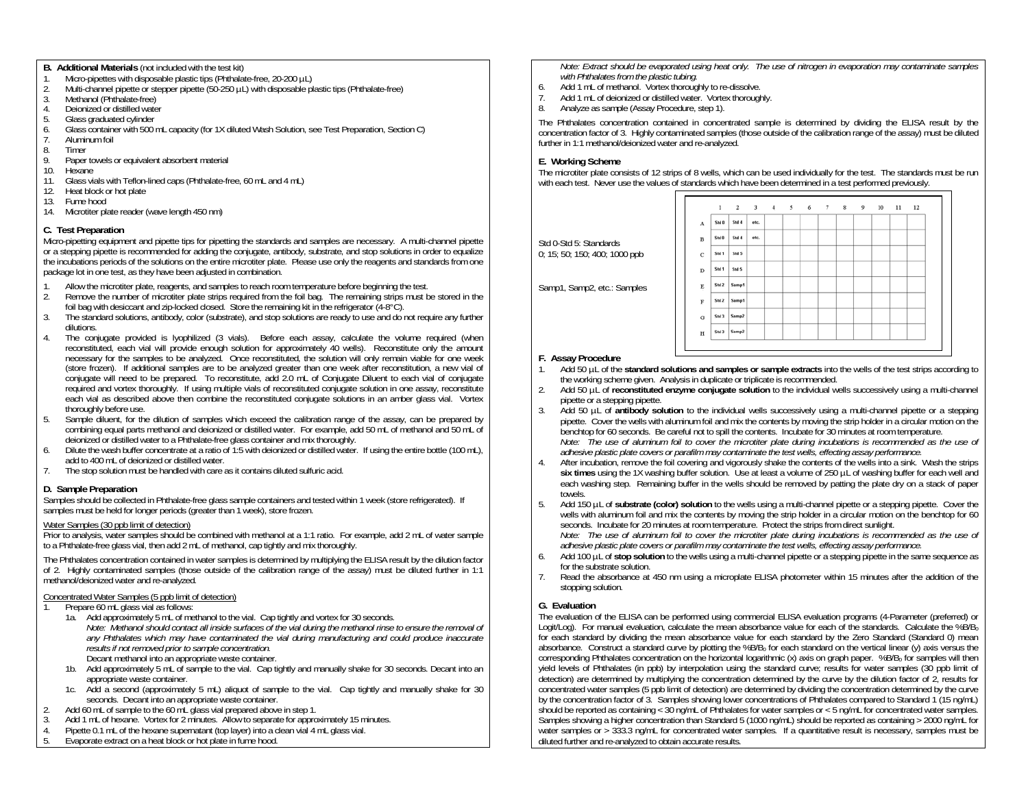**B. Additional Materials** (not included with the test kit)

1. Micro-pipettes with disposable plastic tips (Phthalate-free, 20-200 µL)
2. Multi-channel pipette or stepper pipette (50-250 µL) with disposable plastic tips (Phthalate-free)
3. Methanol (Phthalate-free)
4. Deionized or distilled water
5. Glass graduated cylinder
6. Glass container with 500 mL capacity (for 1X diluted Wash Solution, see Test Preparation, Section C)
7. Aluminum foil
8. Timer
9. Paper towels or equivalent absorbent material
10. Hexane
11. Glass vials with Teflon-lined caps (Phthalate-free, 60 mL and 4 mL)
12. Heat block or hot plate
13. Fume hood
14. Microtiter plate reader (wave length 450 nm)

**C. Test Preparation**

Micro-pipetting equipment and pipette tips for pipetting the standards and samples are necessary. A multi-channel pipette or a stepping pipette is recommended for adding the conjugate, antibody, substrate, and stop solutions in order to equalize the incubations periods of the solutions on the entire microtiter plate. Please use only the reagents and standards from one package lot in one test, as they have been adjusted in combination.

1. Allow the microtiter plate, reagents, and samples to reach room temperature before beginning the test.
2. Remove the number of microtiter plate strips required from the foil bag. The remaining strips must be stored in the foil bag with desiccant and zip-locked closed. Store the remaining kit in the refrigerator (4-8°C).
3. The standard solutions, antibody, color (substrate), and stop solutions are ready to use and do not require any further dilutions.
4. The conjugate provided is lyophilized (3 vials). Before each assay, calculate the volume required (when reconstituted, each vial will provide enough solution for approximately 40 wells). Reconstitute only the amount necessary for the samples to be analyzed. Once reconstituted, the solution will only remain viable for one week (store frozen). If additional samples are to be analyzed greater than one week after reconstitution, a new vial of conjugate will need to be prepared. To reconstitute, add 2.0 mL of Conjugate Diluent to each vial of conjugate required and vortex thoroughly. If using multiple vials of reconstituted conjugate solution in one assay, reconstitute each vial as described above then combine the reconstituted conjugate solutions in an amber glass vial. Vortex thoroughly before use.
5. Sample diluent, for the dilution of samples which exceed the calibration range of the assay, can be prepared by combining equal parts methanol and deionized or distilled water. For example, add 50 mL of methanol and 50 mL of deionized or distilled water to a Phthalate-free glass container and mix thoroughly.
6. Dilute the wash buffer concentrate at a ratio of 1:5 with deionized or distilled water. If using the entire bottle (100 mL), add to 400 mL of deionized or distilled water.
7. The stop solution must be handled with care as it contains diluted sulfuric acid.

**D. Sample Preparation**

Samples should be collected in Phthalate-free glass sample containers and tested within 1 week (store refrigerated). If samples must be held for longer periods (greater than 1 week), store frozen.

Water Samples (30 ppb limit of detection)

Prior to analysis, water samples should be combined with methanol at a 1:1 ratio. For example, add 2 mL of water sample to a Phthalate-free glass vial, then add 2 mL of methanol, cap tightly and mix thoroughly.

The Phthalates concentration contained in water samples is determined by multiplying the ELISA result by the dilution factor of 2. Highly contaminated samples (those outside of the calibration range of the assay) must be diluted further in 1:1 methanol/deionized water and re-analyzed.

Concentrated Water Samples (5 ppb limit of detection)

1. Prepare 60 mL glass vial as follows:
   1a. Add approximately 5 mL of methanol to the vial. Cap tightly and vortex for 30 seconds.
   *Note: Methanol should contact all inside surfaces of the vial during the methanol rinse to ensure the removal of any Phthalates which may have contaminated the vial during manufacturing and could produce inaccurate results if not removed prior to sample concentration.*
   Decant methanol into an appropriate waste container.
   1b. Add approximately 5 mL of sample to the vial. Cap tightly and manually shake for 30 seconds. Decant into an appropriate waste container.
   1c. Add a second (approximately 5 mL) aliquot of sample to the vial. Cap tightly and manually shake for 30 seconds. Decant into an appropriate waste container.
2. Add 60 mL of sample to the 60 mL glass vial prepared above in step 1.
3. Add 1 mL of hexane. Vortex for 2 minutes. Allow to separate for approximately 15 minutes.
4. Pipette 0.1 mL of the hexane supernatant (top layer) into a clean vial 4 mL glass vial.
5. Evaporate extract on a heat block or hot plate in fume hood.
   *Note: Extract should be evaporated using heat only. The use of nitrogen in evaporation may contaminate samples with Phthalates from the plastic tubing.*
6. Add 1 mL of methanol. Vortex thoroughly to re-dissolve.
7. Add 1 mL of deionized or distilled water. Vortex thoroughly.
8. Analyze as sample (Assay Procedure, step 1).

The Phthalates concentration contained in concentrated sample is determined by dividing the ELISA result by the concentration factor of 3. Highly contaminated samples (those outside of the calibration range of the assay) must be diluted further in 1:1 methanol/deionized water and re-analyzed.

**E. Working Scheme**

The microtiter plate consists of 12 strips of 8 wells, which can be used individually for the test. The standards must be run with each test. Never use the values of standards which have been determined in a test performed previously.

Std 0-Std 5: Standards
0; 15; 50; 150; 400; 1000 ppb

Samp1, Samp2, etc.: Samples

| | 1 | 2 | 3 | 4 | 5 | 6 | 7 | 8 | 9 | 10 | 11 | 12 |
|---|---|---|---|---|---|---|---|---|---|---|---|---|
| A | Std 0 | Std 4 | etc. | | | | | | | | | |
| B | Std 0 | Std 4 | etc. | | | | | | | | | |
| C | Std 1 | Std 5 | | | | | | | | | | |
| D | Std 1 | Std 5 | | | | | | | | | | |
| E | Std 2 | Samp1 | | | | | | | | | | |
| F | Std 2 | Samp1 | | | | | | | | | | |
| G | Std 3 | Samp2 | | | | | | | | | | |
| H | Std 3 | Samp2 | | | | | | | | | | |

**F. Assay Procedure**

1. Add 50 µL of the **standard solutions and samples or sample extracts** into the wells of the test strips according to the working scheme given. Analysis in duplicate or triplicate is recommended.
2. Add 50 µL of **reconstituted enzyme conjugate solution** to the individual wells successively using a multi-channel pipette or a stepping pipette.
3. Add 50 µL of **antibody solution** to the individual wells successively using a multi-channel pipette or a stepping pipette. Cover the wells with aluminum foil and mix the contents by moving the strip holder in a circular motion on the benchtop for 60 seconds. Be careful not to spill the contents. Incubate for 30 minutes at room temperature.
   *Note: The use of aluminum foil to cover the microtiter plate during incubations is recommended as the use of adhesive plastic plate covers or parafilm may contaminate the test wells, effecting assay performance.*
4. After incubation, remove the foil covering and vigorously shake the contents of the wells into a sink. Wash the strips **six times** using the 1X washing buffer solution. Use at least a volume of 250 µL of washing buffer for each well and each washing step. Remaining buffer in the wells should be removed by patting the plate dry on a stack of paper towels.
5. Add 150 µL of **substrate (color) solution** to the wells using a multi-channel pipette or a stepping pipette. Cover the wells with aluminum foil and mix the contents by moving the strip holder in a circular motion on the benchtop for 60 seconds. Incubate for 20 minutes at room temperature. Protect the strips from direct sunlight.
   *Note: The use of aluminum foil to cover the microtiter plate during incubations is recommended as the use of adhesive plastic plate covers or parafilm may contaminate the test wells, effecting assay performance.*
6. Add 100 µL of **stop solution** to the wells using a multi-channel pipette or a stepping pipette in the same sequence as for the substrate solution.
7. Read the absorbance at 450 nm using a microplate ELISA photometer within 15 minutes after the addition of the stopping solution.

**G. Evaluation**

The evaluation of the ELISA can be performed using commercial ELISA evaluation programs (4-Parameter (preferred) or Logit/Log). For manual evaluation, calculate the mean absorbance value for each of the standards. Calculate the %$B/B_0$ for each standard by dividing the mean absorbance value for each standard by the Zero Standard (Standard 0) mean absorbance. Construct a standard curve by plotting the %$B/B_0$ for each standard on the vertical linear (y) axis versus the corresponding Phthalates concentration on the horizontal logarithmic (x) axis on graph paper. %$B/B_0$ for samples will then yield levels of Phthalates (in ppb) by interpolation using the standard curve; results for water samples (30 ppb limit of detection) are determined by multiplying the concentration determined by the curve by the dilution factor of 2, results for concentrated water samples (5 ppb limit of detection) are determined by dividing the concentration determined by the curve by the concentration factor of 3. Samples showing lower concentrations of Phthalates compared to Standard 1 (15 ng/mL) should be reported as containing < 30 ng/mL of Phthalates for water samples or < 5 ng/mL for concentrated water samples. Samples showing a higher concentration than Standard 5 (1000 ng/mL) should be reported as containing > 2000 ng/mL for water samples or > 333.3 ng/mL for concentrated water samples. If a quantitative result is necessary, samples must be diluted further and re-analyzed to obtain accurate results.